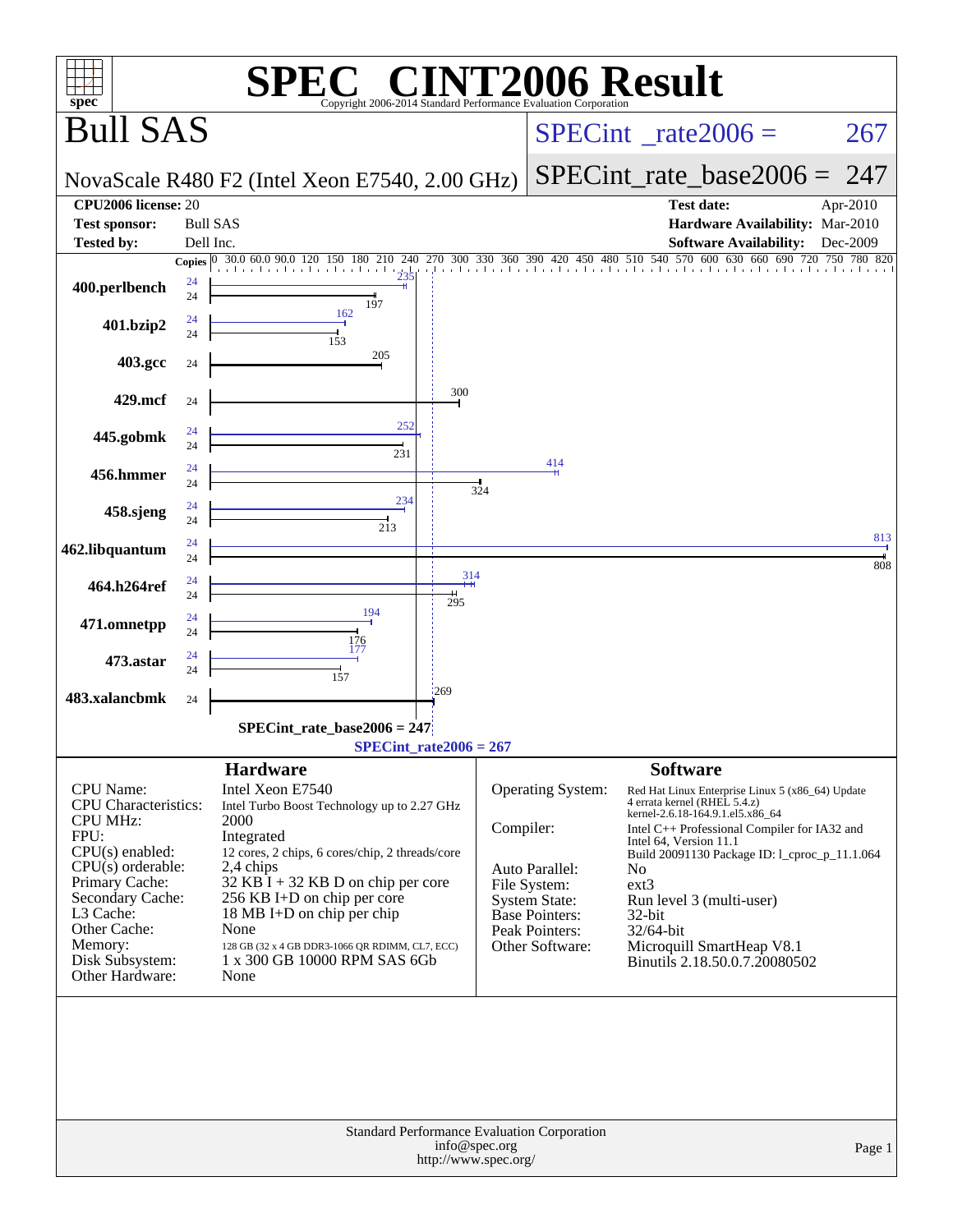# SPEC® CINT2006 Result

Copyright 2006-2014 Standard Performance Evaluation Corporation

## Bull SAS

**NovaScale R480 F2 (Intel Xeon E7540, 2.00 GHz)**

SPECint_rate2006 = 267

SPECint_rate_base2006 = 247

| | | | |
|---|---|---|---|
| **CPU2006 license:** | 20 | **Test date:** | Apr-2010 |
| **Test sponsor:** | Bull SAS | **Hardware Availability:** | Mar-2010 |
| **Tested by:** | Dell Inc. | **Software Availability:** | Dec-2009 |

| Benchmark | Copies (peak) | Peak | Copies (base) | Base |
|---|---|---|---|---|
| 400.perlbench | 24 | 235 | 24 | 197 |
| 401.bzip2 | 24 | 162 | 24 | 153 |
| 403.gcc | | | 24 | 205 |
| 429.mcf | | | 24 | 300 |
| 445.gobmk | 24 | 252 | 24 | 231 |
| 456.hmmer | 24 | 414 | 24 | 324 |
| 458.sjeng | 24 | 234 | 24 | 213 |
| 462.libquantum | 24 | 813 | 24 | 808 |
| 464.h264ref | 24 | 314 | 24 | 295 |
| 471.omnetpp | 24 | 194 | 24 | 176 |
| 473.astar | 24 | 177 | 24 | 157 |
| 483.xalancbmk | | | 24 | 269 |

SPECint_rate_base2006 = 247

SPECint_rate2006 = 267

### Hardware

| | |
|---|---|
| CPU Name: | Intel Xeon E7540 |
| CPU Characteristics: | Intel Turbo Boost Technology up to 2.27 GHz |
| CPU MHz: | 2000 |
| FPU: | Integrated |
| CPU(s) enabled: | 12 cores, 2 chips, 6 cores/chip, 2 threads/core |
| CPU(s) orderable: | 2,4 chips |
| Primary Cache: | 32 KB I + 32 KB D on chip per core |
| Secondary Cache: | 256 KB I+D on chip per core |
| L3 Cache: | 18 MB I+D on chip per chip |
| Other Cache: | None |
| Memory: | 128 GB (32 x 4 GB DDR3-1066 QR RDIMM, CL7, ECC) |
| Disk Subsystem: | 1 x 300 GB 10000 RPM SAS 6Gb |
| Other Hardware: | None |

### Software

| | |
|---|---|
| Operating System: | Red Hat Linux Enterprise Linux 5 (x86_64) Update 4 errata kernel (RHEL 5.4.z) kernel-2.6.18-164.9.1.el5.x86_64 |
| Compiler: | Intel C++ Professional Compiler for IA32 and Intel 64, Version 11.1 Build 20091130 Package ID: l_cproc_p_11.1.064 |
| Auto Parallel: | No |
| File System: | ext3 |
| System State: | Run level 3 (multi-user) |
| Base Pointers: | 32-bit |
| Peak Pointers: | 32/64-bit |
| Other Software: | Microquill SmartHeap V8.1 Binutils 2.18.50.0.7.20080502 |

Standard Performance Evaluation Corporation
info@spec.org
http://www.spec.org/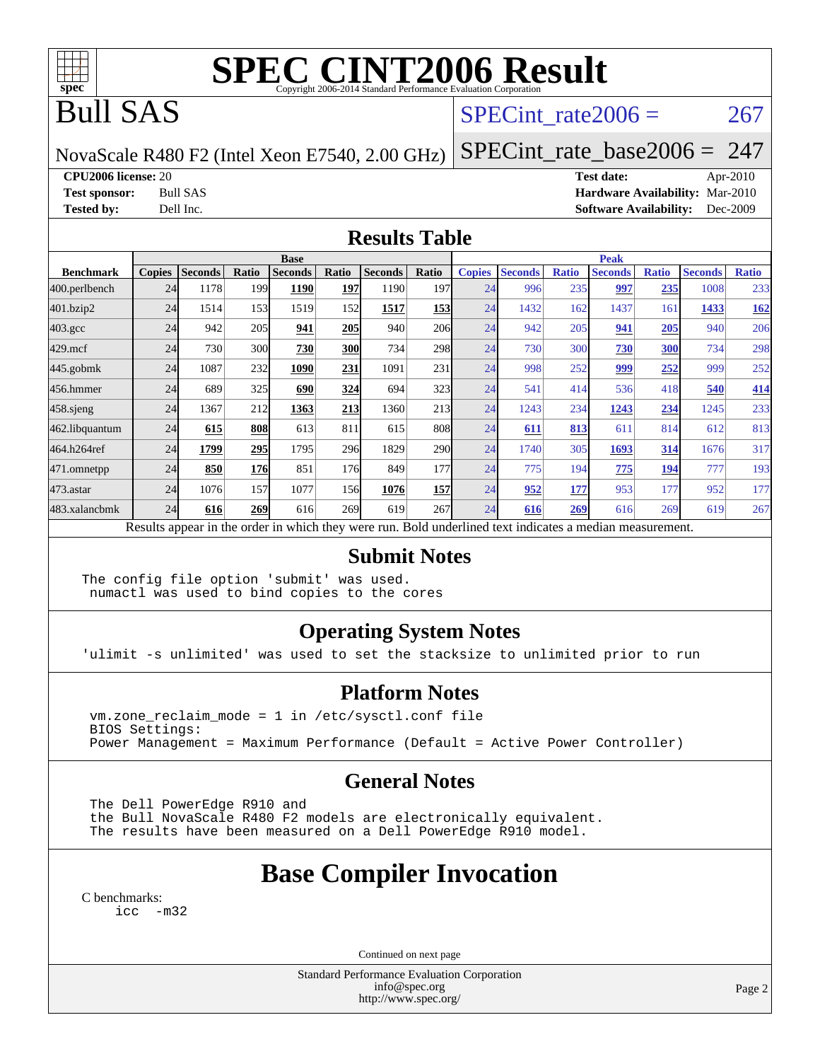# SPEC CINT2006 Result

Copyright 2006-2014 Standard Performance Evaluation Corporation

# Bull SAS

NovaScale R480 F2 (Intel Xeon E7540, 2.00 GHz)

SPECint_rate2006 = 267

SPECint_rate_base2006 = 247

**CPU2006 license:** 20
**Test sponsor:** Bull SAS
**Tested by:** Dell Inc.

**Test date:** Apr-2010
**Hardware Availability:** Mar-2010
**Software Availability:** Dec-2009

## Results Table

| Benchmark | Base | | | | | | | Peak | | | | | | |
|---|---|---|---|---|---|---|---|---|---|---|---|---|---|---|
| | Copies | Seconds | Ratio | Seconds | Ratio | Seconds | Ratio | Copies | Seconds | Ratio | Seconds | Ratio | Seconds | Ratio |
| 400.perlbench | 24 | 1178 | 199 | **1190** | **197** | 1190 | 197 | 24 | 996 | 235 | **997** | **235** | 1008 | 233 |
| 401.bzip2 | 24 | 1514 | 153 | 1519 | 152 | **1517** | **153** | 24 | 1432 | 162 | 1437 | 161 | **1433** | **162** |
| 403.gcc | 24 | 942 | 205 | **941** | **205** | 940 | 206 | 24 | 942 | 205 | **941** | **205** | 940 | 206 |
| 429.mcf | 24 | 730 | 300 | **730** | **300** | 734 | 298 | 24 | 730 | 300 | **730** | **300** | 734 | 298 |
| 445.gobmk | 24 | 1087 | 232 | **1090** | **231** | 1091 | 231 | 24 | 998 | 252 | **999** | **252** | 999 | 252 |
| 456.hmmer | 24 | 689 | 325 | **690** | **324** | 694 | 323 | 24 | 541 | 414 | 536 | 418 | **540** | **414** |
| 458.sjeng | 24 | 1367 | 212 | **1363** | **213** | 1360 | 213 | 24 | 1243 | 234 | **1243** | **234** | 1245 | 233 |
| 462.libquantum | 24 | **615** | **808** | 613 | 811 | 615 | 808 | 24 | **611** | **813** | 611 | 814 | 612 | 813 |
| 464.h264ref | 24 | **1799** | **295** | 1795 | 296 | 1829 | 290 | 24 | 1740 | 305 | **1693** | **314** | 1676 | 317 |
| 471.omnetpp | 24 | **850** | **176** | 851 | 176 | 849 | 177 | 24 | 775 | 194 | **775** | **194** | 777 | 193 |
| 473.astar | 24 | 1076 | 157 | 1077 | 156 | **1076** | **157** | 24 | **952** | **177** | 953 | 177 | 952 | 177 |
| 483.xalancbmk | 24 | **616** | **269** | 616 | 269 | 619 | 267 | 24 | **616** | **269** | 616 | 269 | 619 | 267 |

Results appear in the order in which they were run. Bold underlined text indicates a median measurement.

## Submit Notes

```
The config file option 'submit' was used.
 numactl was used to bind copies to the cores
```

## Operating System Notes

```
'ulimit -s unlimited' was used to set the stacksize to unlimited prior to run
```

## Platform Notes

```
vm.zone_reclaim_mode = 1 in /etc/sysctl.conf file
BIOS Settings:
Power Management = Maximum Performance (Default = Active Power Controller)
```

## General Notes

```
The Dell PowerEdge R910 and
the Bull NovaScale R480 F2 models are electronically equivalent.
The results have been measured on a Dell PowerEdge R910 model.
```

# Base Compiler Invocation

C benchmarks:
    icc -m32

Continued on next page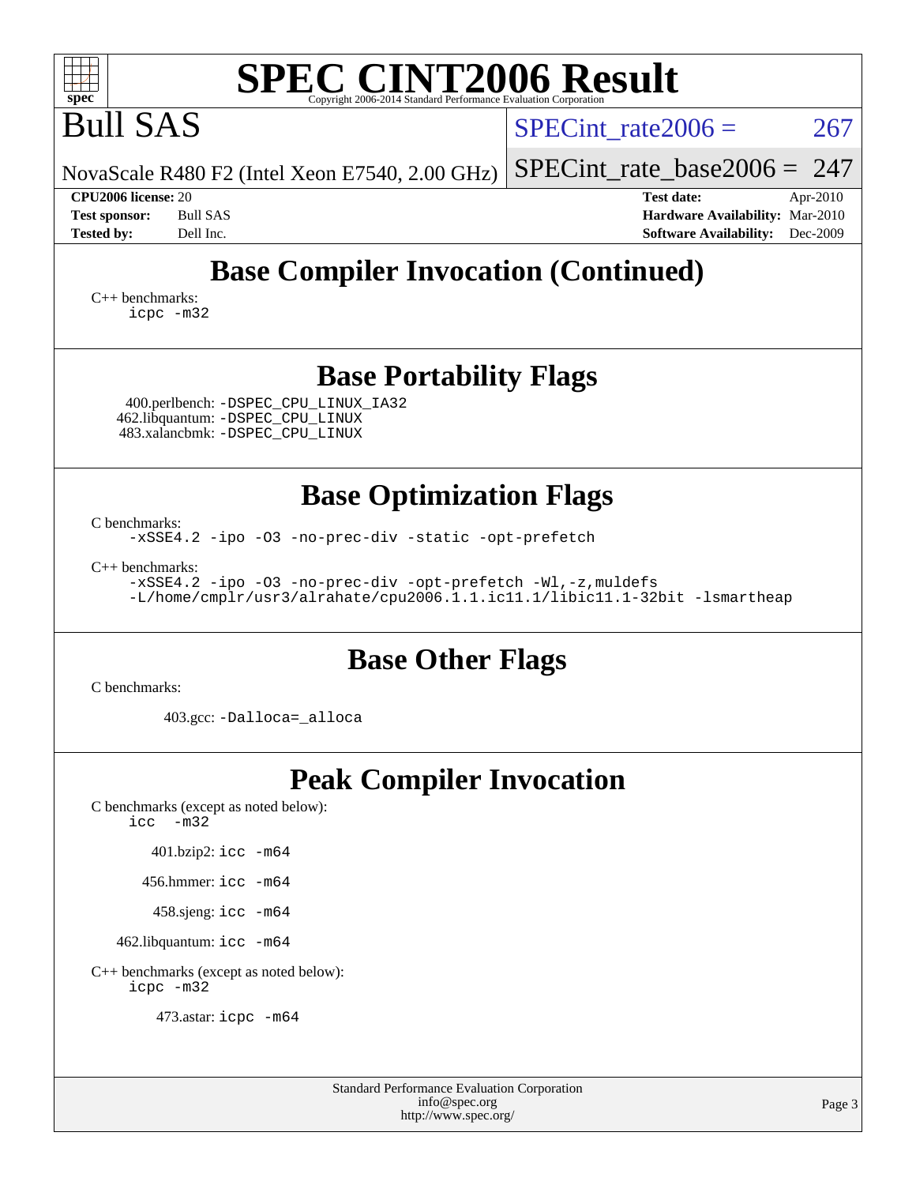Bull SAS

NovaScale R480 F2 (Intel Xeon E7540, 2.00 GHz)

SPECint_rate2006 = 267

SPECint_rate_base2006 = 247

**CPU2006 license:** 20
**Test sponsor:** Bull SAS
**Tested by:** Dell Inc.

**Test date:** Apr-2010
**Hardware Availability:** Mar-2010
**Software Availability:** Dec-2009

## Base Compiler Invocation (Continued)

C++ benchmarks:
```
icpc -m32
```

## Base Portability Flags

400.perlbench: `-DSPEC_CPU_LINUX_IA32`
462.libquantum: `-DSPEC_CPU_LINUX`
483.xalancbmk: `-DSPEC_CPU_LINUX`

## Base Optimization Flags

C benchmarks:
```
-xSSE4.2 -ipo -O3 -no-prec-div -static -opt-prefetch
```

C++ benchmarks:
```
-xSSE4.2 -ipo -O3 -no-prec-div -opt-prefetch -Wl,-z,muldefs
-L/home/cmplr/usr3/alrahate/cpu2006.1.1.ic11.1/libic11.1-32bit -lsmartheap
```

## Base Other Flags

C benchmarks:

403.gcc: `-Dalloca=_alloca`

## Peak Compiler Invocation

C benchmarks (except as noted below):
```
icc -m32
```

401.bzip2: `icc -m64`

456.hmmer: `icc -m64`

458.sjeng: `icc -m64`

462.libquantum: `icc -m64`

C++ benchmarks (except as noted below):
```
icpc -m32
```

473.astar: `icpc -m64`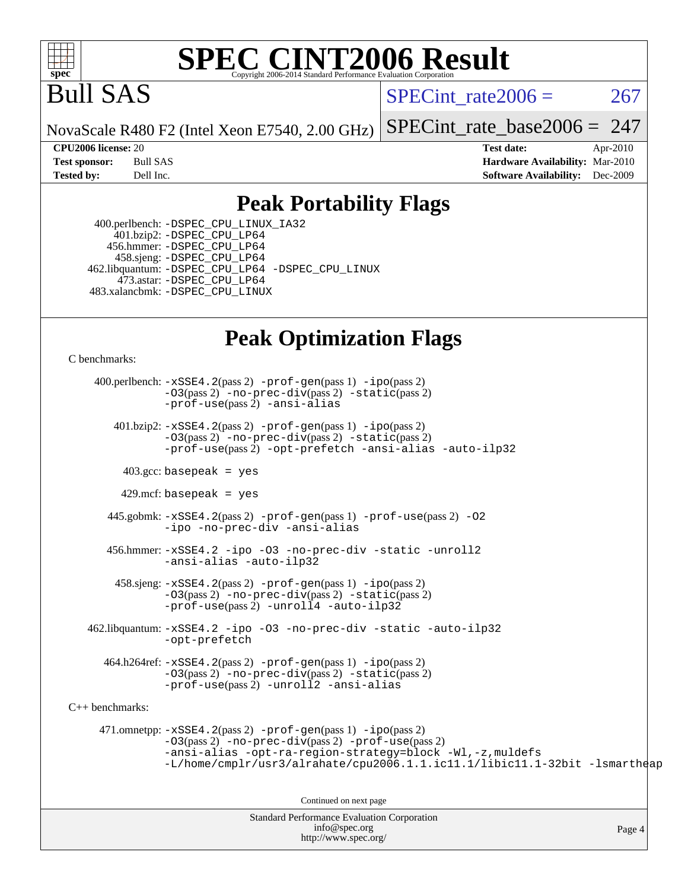# SPEC CINT2006 Result

Copyright 2006-2014 Standard Performance Evaluation Corporation

# Bull SAS

NovaScale R480 F2 (Intel Xeon E7540, 2.00 GHz)

SPECint_rate2006 = 267

SPECint_rate_base2006 = 247

**CPU2006 license:** 20
**Test sponsor:** Bull SAS
**Tested by:** Dell Inc.

**Test date:** Apr-2010
**Hardware Availability:** Mar-2010
**Software Availability:** Dec-2009

## Peak Portability Flags

400.perlbench: -DSPEC_CPU_LINUX_IA32
401.bzip2: -DSPEC_CPU_LP64
456.hmmer: -DSPEC_CPU_LP64
458.sjeng: -DSPEC_CPU_LP64
462.libquantum: -DSPEC_CPU_LP64 -DSPEC_CPU_LINUX
473.astar: -DSPEC_CPU_LP64
483.xalancbmk: -DSPEC_CPU_LINUX

## Peak Optimization Flags

C benchmarks:

400.perlbench: -xSSE4.2(pass 2) -prof-gen(pass 1) -ipo(pass 2) -O3(pass 2) -no-prec-div(pass 2) -static(pass 2) -prof-use(pass 2) -ansi-alias

401.bzip2: -xSSE4.2(pass 2) -prof-gen(pass 1) -ipo(pass 2) -O3(pass 2) -no-prec-div(pass 2) -static(pass 2) -prof-use(pass 2) -opt-prefetch -ansi-alias -auto-ilp32

403.gcc: basepeak = yes

429.mcf: basepeak = yes

445.gobmk: -xSSE4.2(pass 2) -prof-gen(pass 1) -prof-use(pass 2) -O2 -ipo -no-prec-div -ansi-alias

456.hmmer: -xSSE4.2 -ipo -O3 -no-prec-div -static -unroll2 -ansi-alias -auto-ilp32

458.sjeng: -xSSE4.2(pass 2) -prof-gen(pass 1) -ipo(pass 2) -O3(pass 2) -no-prec-div(pass 2) -static(pass 2) -prof-use(pass 2) -unroll4 -auto-ilp32

462.libquantum: -xSSE4.2 -ipo -O3 -no-prec-div -static -auto-ilp32 -opt-prefetch

464.h264ref: -xSSE4.2(pass 2) -prof-gen(pass 1) -ipo(pass 2) -O3(pass 2) -no-prec-div(pass 2) -static(pass 2) -prof-use(pass 2) -unroll2 -ansi-alias

C++ benchmarks:

471.omnetpp: -xSSE4.2(pass 2) -prof-gen(pass 1) -ipo(pass 2) -O3(pass 2) -no-prec-div(pass 2) -prof-use(pass 2) -ansi-alias -opt-ra-region-strategy=block -Wl,-z,muldefs -L/home/cmplr/usr3/alrahate/cpu2006.1.1.ic11.1/libic11.1-32bit -lsmartheap

Continued on next page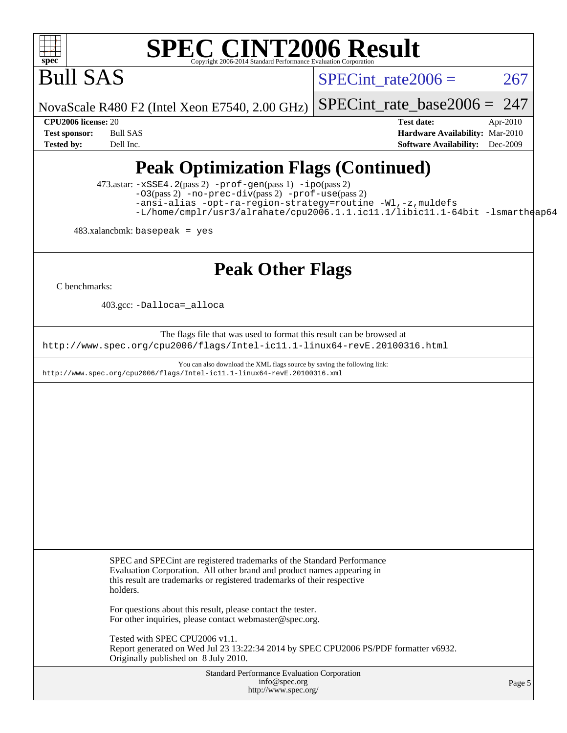# SPEC CINT2006 Result

Copyright 2006-2014 Standard Performance Evaluation Corporation

# Bull SAS

NovaScale R480 F2 (Intel Xeon E7540, 2.00 GHz)

SPECint_rate2006 = 267

SPECint_rate_base2006 = 247

| | | | |
|---|---|---|---|
| **CPU2006 license:** | 20 | **Test date:** | Apr-2010 |
| **Test sponsor:** | Bull SAS | **Hardware Availability:** | Mar-2010 |
| **Tested by:** | Dell Inc. | **Software Availability:** | Dec-2009 |

## Peak Optimization Flags (Continued)

473.astar: -xSSE4.2(pass 2) -prof-gen(pass 1) -ipo(pass 2) -O3(pass 2) -no-prec-div(pass 2) -prof-use(pass 2) -ansi-alias -opt-ra-region-strategy=routine -Wl,-z,muldefs -L/home/cmplr/usr3/alrahate/cpu2006.1.1.ic11.1/libic11.1-64bit -lsmartheap64

483.xalancbmk: basepeak = yes

## Peak Other Flags

C benchmarks:

403.gcc: -Dalloca=_alloca

The flags file that was used to format this result can be browsed at
http://www.spec.org/cpu2006/flags/Intel-ic11.1-linux64-revE.20100316.html

You can also download the XML flags source by saving the following link:
http://www.spec.org/cpu2006/flags/Intel-ic11.1-linux64-revE.20100316.xml

SPEC and SPECint are registered trademarks of the Standard Performance Evaluation Corporation. All other brand and product names appearing in this result are trademarks or registered trademarks of their respective holders.

For questions about this result, please contact the tester.
For other inquiries, please contact webmaster@spec.org.

Tested with SPEC CPU2006 v1.1.
Report generated on Wed Jul 23 13:22:34 2014 by SPEC CPU2006 PS/PDF formatter v6932.
Originally published on 8 July 2010.

Standard Performance Evaluation Corporation
info@spec.org
http://www.spec.org/